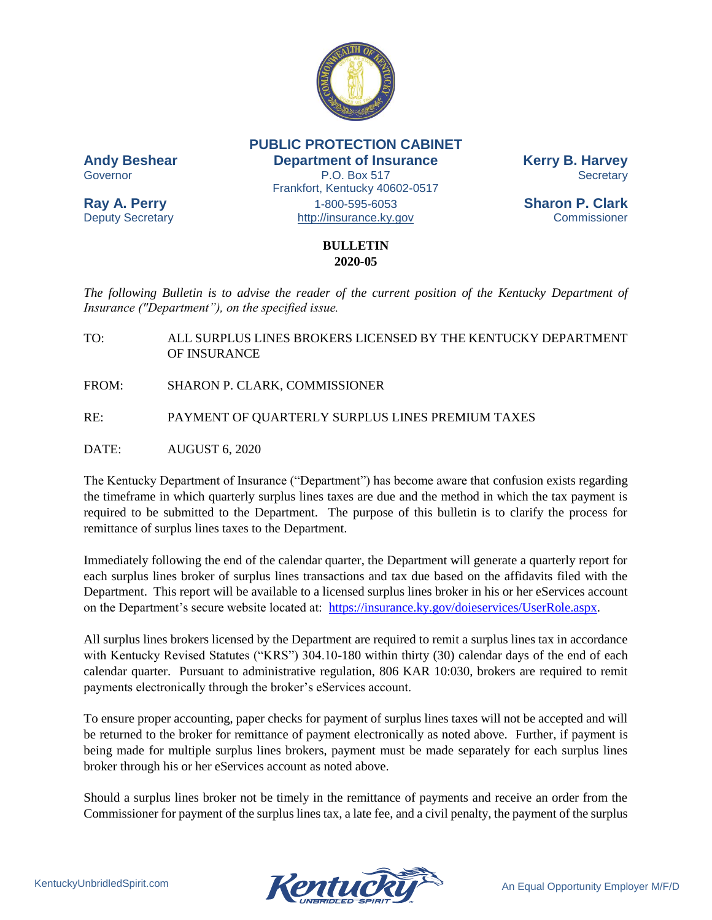**PUBLIC PROTECTION CABINET**
**Department of Insurance**
P.O. Box 517
Frankfort, Kentucky 40602-0517
1-800-595-6053
http://insurance.ky.gov

**Andy Beshear**
Governor

**Ray A. Perry**
Deputy Secretary

**Kerry B. Harvey**
Secretary

**Sharon P. Clark**
Commissioner

# BULLETIN
## 2020-05

*The following Bulletin is to advise the reader of the current position of the Kentucky Department of Insurance ("Department"), on the specified issue.*

TO: ALL SURPLUS LINES BROKERS LICENSED BY THE KENTUCKY DEPARTMENT OF INSURANCE

FROM: SHARON P. CLARK, COMMISSIONER

RE: PAYMENT OF QUARTERLY SURPLUS LINES PREMIUM TAXES

DATE: AUGUST 6, 2020

The Kentucky Department of Insurance ("Department") has become aware that confusion exists regarding the timeframe in which quarterly surplus lines taxes are due and the method in which the tax payment is required to be submitted to the Department. The purpose of this bulletin is to clarify the process for remittance of surplus lines taxes to the Department.

Immediately following the end of the calendar quarter, the Department will generate a quarterly report for each surplus lines broker of surplus lines transactions and tax due based on the affidavits filed with the Department. This report will be available to a licensed surplus lines broker in his or her eServices account on the Department's secure website located at: https://insurance.ky.gov/doieservices/UserRole.aspx.

All surplus lines brokers licensed by the Department are required to remit a surplus lines tax in accordance with Kentucky Revised Statutes ("KRS") 304.10-180 within thirty (30) calendar days of the end of each calendar quarter. Pursuant to administrative regulation, 806 KAR 10:030, brokers are required to remit payments electronically through the broker's eServices account.

To ensure proper accounting, paper checks for payment of surplus lines taxes will not be accepted and will be returned to the broker for remittance of payment electronically as noted above. Further, if payment is being made for multiple surplus lines brokers, payment must be made separately for each surplus lines broker through his or her eServices account as noted above.

Should a surplus lines broker not be timely in the remittance of payments and receive an order from the Commissioner for payment of the surplus lines tax, a late fee, and a civil penalty, the payment of the surplus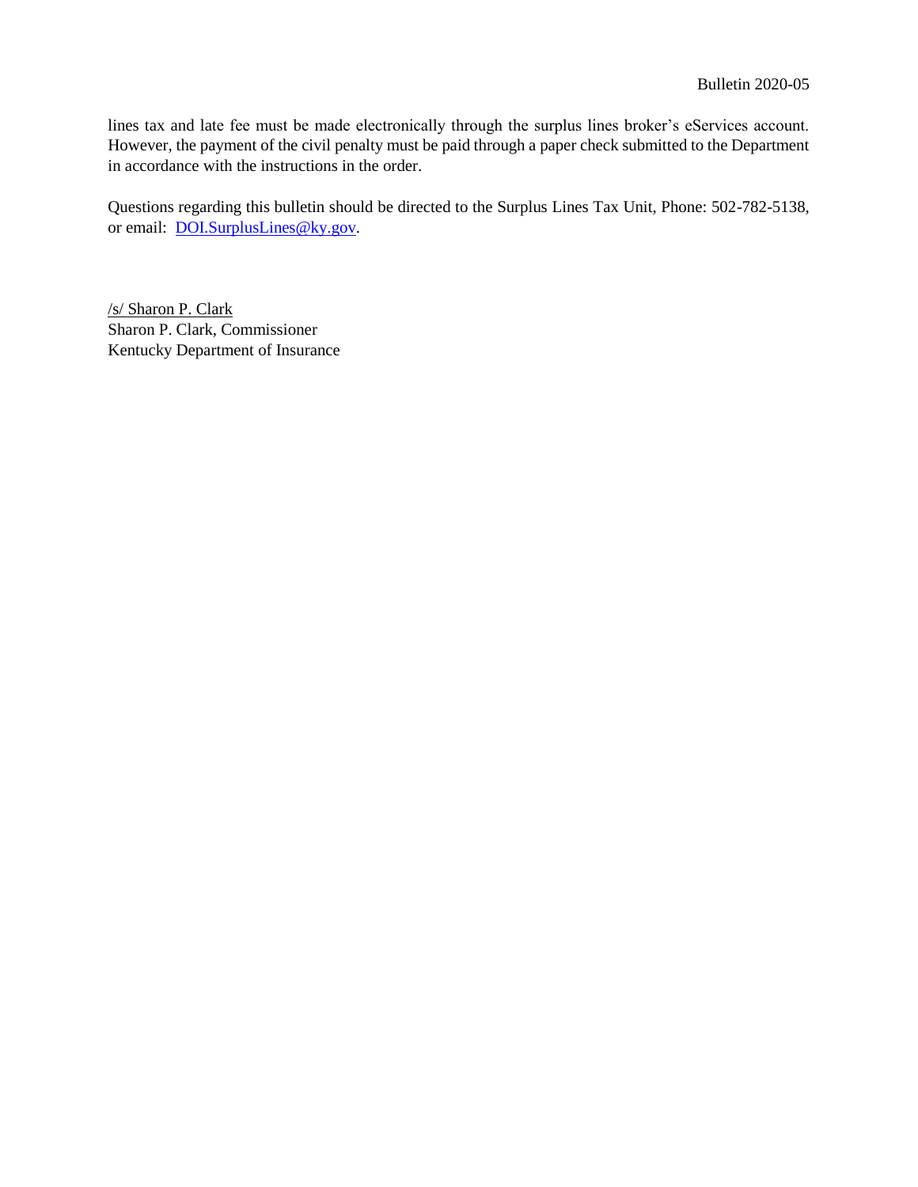lines tax and late fee must be made electronically through the surplus lines broker's eServices account. However, the payment of the civil penalty must be paid through a paper check submitted to the Department in accordance with the instructions in the order.

Questions regarding this bulletin should be directed to the Surplus Lines Tax Unit, Phone: 502-782-5138, or email: DOI.SurplusLines@ky.gov.

/s/ Sharon P. Clark  
Sharon P. Clark, Commissioner  
Kentucky Department of Insurance